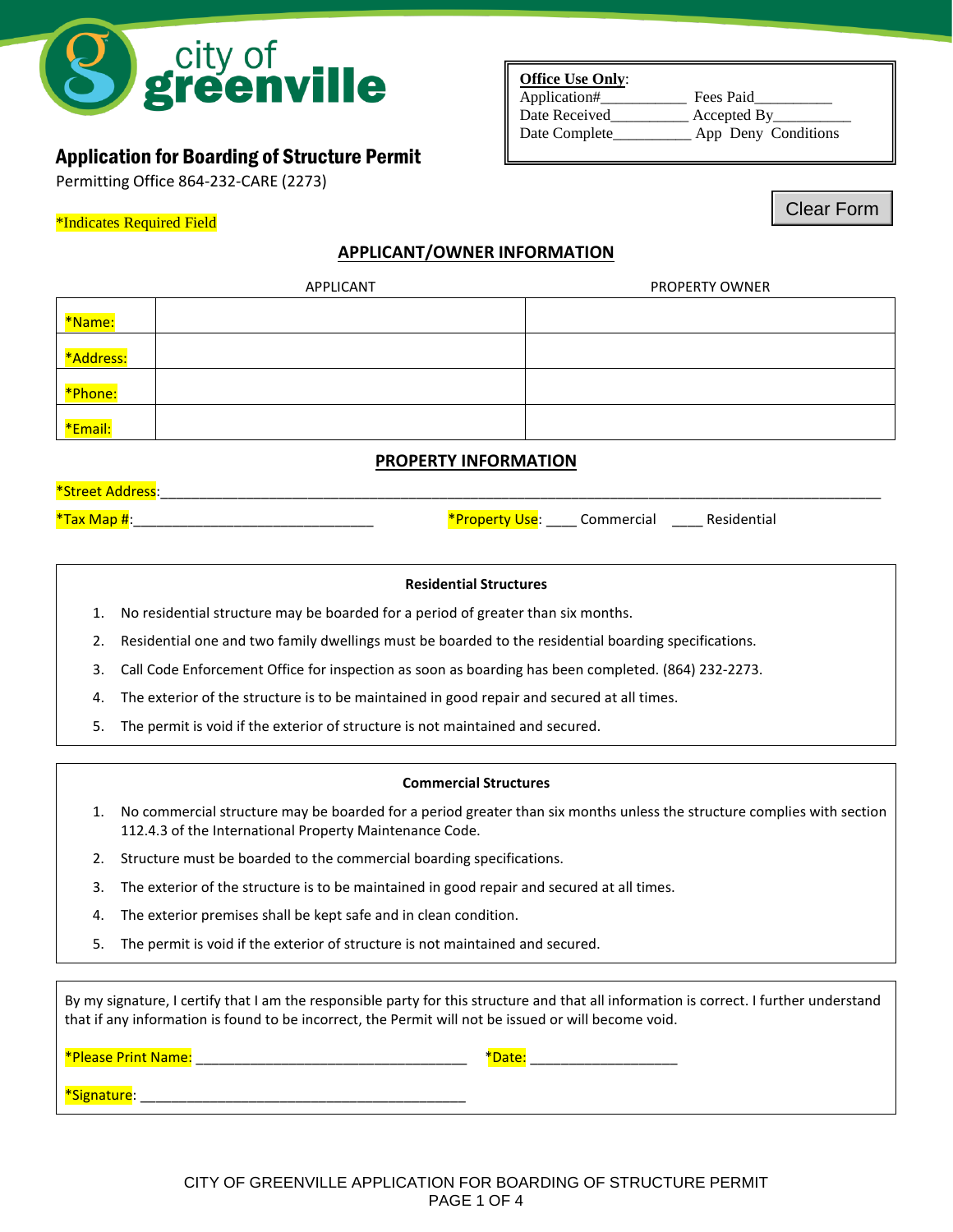city of greenville

**Office Use Only**:
Application#__________ Fees Paid__________
Date Received__________ Accepted By__________
Date Complete__________ App Deny Conditions

## Application for Boarding of Structure Permit

Permitting Office 864-232-CARE (2273)

Clear Form

*Indicates Required Field

### APPLICANT/OWNER INFORMATION

| | APPLICANT | PROPERTY OWNER |
|---|---|---|
| *Name: | | |
| *Address: | | |
| *Phone: | | |
| *Email: | | |

### PROPERTY INFORMATION

*Street Address:_______________________________________________________________________________

*Tax Map #:______________________________ *Property Use: ____ Commercial ____ Residential

**Residential Structures**

1. No residential structure may be boarded for a period of greater than six months.
2. Residential one and two family dwellings must be boarded to the residential boarding specifications.
3. Call Code Enforcement Office for inspection as soon as boarding has been completed. (864) 232-2273.
4. The exterior of the structure is to be maintained in good repair and secured at all times.
5. The permit is void if the exterior of structure is not maintained and secured.

**Commercial Structures**

1. No commercial structure may be boarded for a period greater than six months unless the structure complies with section 112.4.3 of the International Property Maintenance Code.
2. Structure must be boarded to the commercial boarding specifications.
3. The exterior of the structure is to be maintained in good repair and secured at all times.
4. The exterior premises shall be kept safe and in clean condition.
5. The permit is void if the exterior of structure is not maintained and secured.

By my signature, I certify that I am the responsible party for this structure and that all information is correct. I further understand that if any information is found to be incorrect, the Permit will not be issued or will become void.

*Please Print Name: ___________________________________ *Date: ___________________

*Signature: __________________________________________

CITY OF GREENVILLE APPLICATION FOR BOARDING OF STRUCTURE PERMIT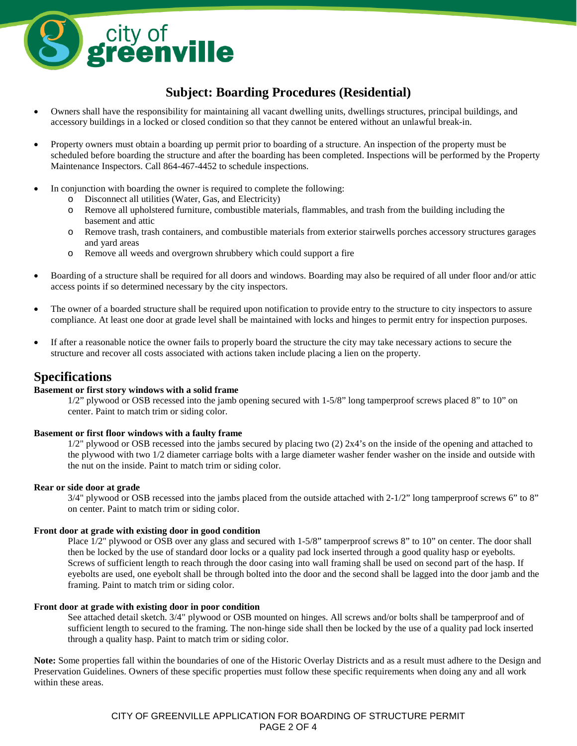city of greenville

## Subject: Boarding Procedures (Residential)

- Owners shall have the responsibility for maintaining all vacant dwelling units, dwellings structures, principal buildings, and accessory buildings in a locked or closed condition so that they cannot be entered without an unlawful break-in.

- Property owners must obtain a boarding up permit prior to boarding of a structure. An inspection of the property must be scheduled before boarding the structure and after the boarding has been completed. Inspections will be performed by the Property Maintenance Inspectors. Call 864-467-4452 to schedule inspections.

- In conjunction with boarding the owner is required to complete the following:
  - Disconnect all utilities (Water, Gas, and Electricity)
  - Remove all upholstered furniture, combustible materials, flammables, and trash from the building including the basement and attic
  - Remove trash, trash containers, and combustible materials from exterior stairwells porches accessory structures garages and yard areas
  - Remove all weeds and overgrown shrubbery which could support a fire

- Boarding of a structure shall be required for all doors and windows. Boarding may also be required of all under floor and/or attic access points if so determined necessary by the city inspectors.

- The owner of a boarded structure shall be required upon notification to provide entry to the structure to city inspectors to assure compliance. At least one door at grade level shall be maintained with locks and hinges to permit entry for inspection purposes.

- If after a reasonable notice the owner fails to properly board the structure the city may take necessary actions to secure the structure and recover all costs associated with actions taken include placing a lien on the property.

## Specifications

**Basement or first story windows with a solid frame**

1/2" plywood or OSB recessed into the jamb opening secured with 1-5/8" long tamperproof screws placed 8" to 10" on center. Paint to match trim or siding color.

**Basement or first floor windows with a faulty frame**

1/2" plywood or OSB recessed into the jambs secured by placing two (2) 2x4's on the inside of the opening and attached to the plywood with two 1/2 diameter carriage bolts with a large diameter washer fender washer on the inside and outside with the nut on the inside. Paint to match trim or siding color.

**Rear or side door at grade**

3/4" plywood or OSB recessed into the jambs placed from the outside attached with 2-1/2" long tamperproof screws 6" to 8" on center. Paint to match trim or siding color.

**Front door at grade with existing door in good condition**

Place 1/2" plywood or OSB over any glass and secured with 1-5/8" tamperproof screws 8" to 10" on center. The door shall then be locked by the use of standard door locks or a quality pad lock inserted through a good quality hasp or eyebolts. Screws of sufficient length to reach through the door casing into wall framing shall be used on second part of the hasp. If eyebolts are used, one eyebolt shall be through bolted into the door and the second shall be lagged into the door jamb and the framing. Paint to match trim or siding color.

**Front door at grade with existing door in poor condition**

See attached detail sketch. 3/4" plywood or OSB mounted on hinges. All screws and/or bolts shall be tamperproof and of sufficient length to secured to the framing. The non-hinge side shall then be locked by the use of a quality pad lock inserted through a quality hasp. Paint to match trim or siding color.

**Note:** Some properties fall within the boundaries of one of the Historic Overlay Districts and as a result must adhere to the Design and Preservation Guidelines. Owners of these specific properties must follow these specific requirements when doing any and all work within these areas.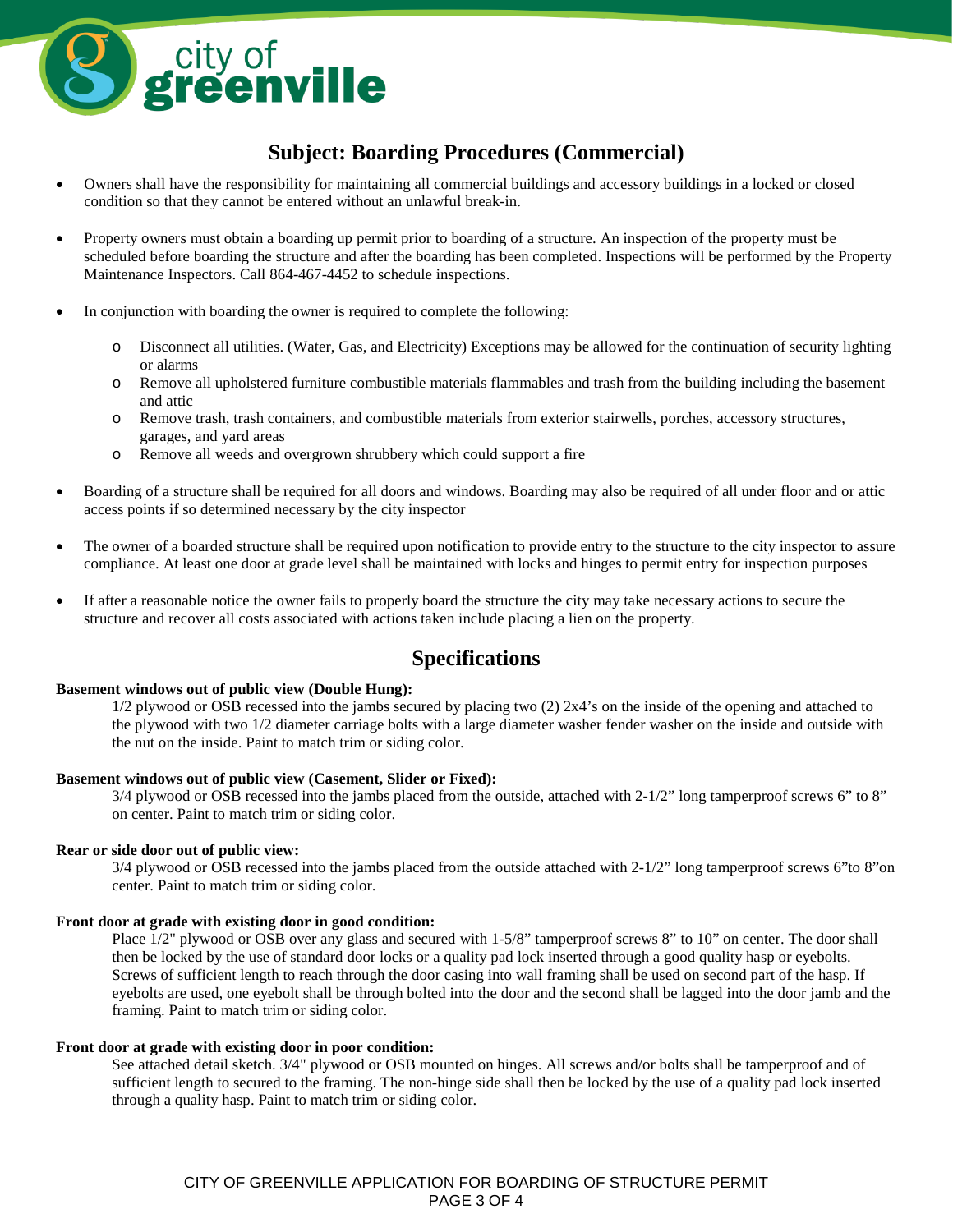## Subject: Boarding Procedures (Commercial)

- Owners shall have the responsibility for maintaining all commercial buildings and accessory buildings in a locked or closed condition so that they cannot be entered without an unlawful break-in.
- Property owners must obtain a boarding up permit prior to boarding of a structure. An inspection of the property must be scheduled before boarding the structure and after the boarding has been completed. Inspections will be performed by the Property Maintenance Inspectors. Call 864-467-4452 to schedule inspections.
- In conjunction with boarding the owner is required to complete the following:
  - Disconnect all utilities. (Water, Gas, and Electricity) Exceptions may be allowed for the continuation of security lighting or alarms
  - Remove all upholstered furniture combustible materials flammables and trash from the building including the basement and attic
  - Remove trash, trash containers, and combustible materials from exterior stairwells, porches, accessory structures, garages, and yard areas
  - Remove all weeds and overgrown shrubbery which could support a fire
- Boarding of a structure shall be required for all doors and windows. Boarding may also be required of all under floor and or attic access points if so determined necessary by the city inspector
- The owner of a boarded structure shall be required upon notification to provide entry to the structure to the city inspector to assure compliance. At least one door at grade level shall be maintained with locks and hinges to permit entry for inspection purposes
- If after a reasonable notice the owner fails to properly board the structure the city may take necessary actions to secure the structure and recover all costs associated with actions taken include placing a lien on the property.

## Specifications

**Basement windows out of public view (Double Hung):**

1/2 plywood or OSB recessed into the jambs secured by placing two (2) 2x4's on the inside of the opening and attached to the plywood with two 1/2 diameter carriage bolts with a large diameter washer fender washer on the inside and outside with the nut on the inside. Paint to match trim or siding color.

**Basement windows out of public view (Casement, Slider or Fixed):**

3/4 plywood or OSB recessed into the jambs placed from the outside, attached with 2-1/2" long tamperproof screws 6" to 8" on center. Paint to match trim or siding color.

**Rear or side door out of public view:**

3/4 plywood or OSB recessed into the jambs placed from the outside attached with 2-1/2" long tamperproof screws 6"to 8"on center. Paint to match trim or siding color.

**Front door at grade with existing door in good condition:**

Place 1/2" plywood or OSB over any glass and secured with 1-5/8" tamperproof screws 8" to 10" on center. The door shall then be locked by the use of standard door locks or a quality pad lock inserted through a good quality hasp or eyebolts. Screws of sufficient length to reach through the door casing into wall framing shall be used on second part of the hasp. If eyebolts are used, one eyebolt shall be through bolted into the door and the second shall be lagged into the door jamb and the framing. Paint to match trim or siding color.

**Front door at grade with existing door in poor condition:**

See attached detail sketch. 3/4" plywood or OSB mounted on hinges. All screws and/or bolts shall be tamperproof and of sufficient length to secured to the framing. The non-hinge side shall then be locked by the use of a quality pad lock inserted through a quality hasp. Paint to match trim or siding color.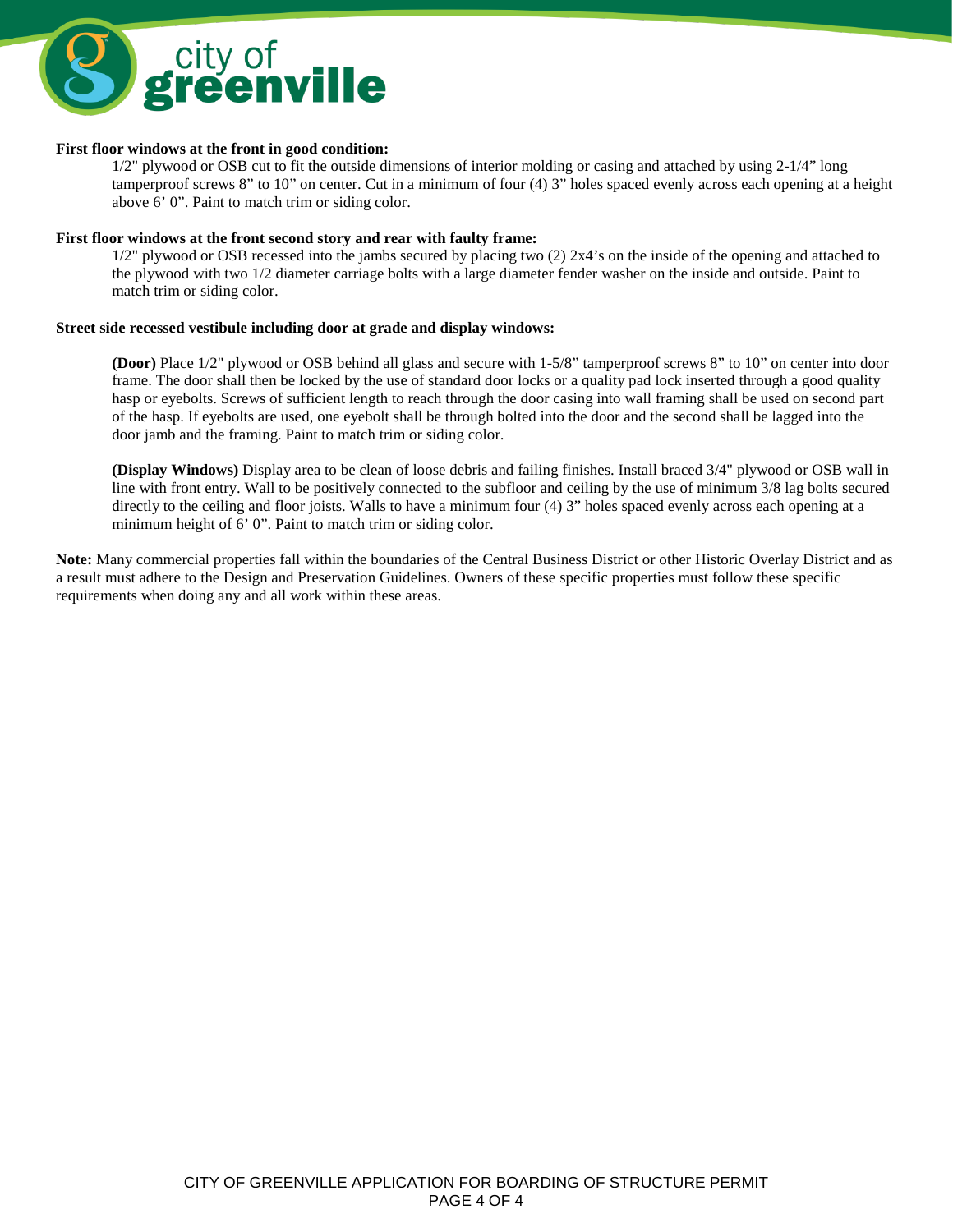**First floor windows at the front in good condition:**

1/2" plywood or OSB cut to fit the outside dimensions of interior molding or casing and attached by using 2-1/4" long tamperproof screws 8" to 10" on center. Cut in a minimum of four (4) 3" holes spaced evenly across each opening at a height above 6' 0". Paint to match trim or siding color.

**First floor windows at the front second story and rear with faulty frame:**

1/2" plywood or OSB recessed into the jambs secured by placing two (2) 2x4's on the inside of the opening and attached to the plywood with two 1/2 diameter carriage bolts with a large diameter fender washer on the inside and outside. Paint to match trim or siding color.

**Street side recessed vestibule including door at grade and display windows:**

**(Door)** Place 1/2" plywood or OSB behind all glass and secure with 1-5/8" tamperproof screws 8" to 10" on center into door frame. The door shall then be locked by the use of standard door locks or a quality pad lock inserted through a good quality hasp or eyebolts. Screws of sufficient length to reach through the door casing into wall framing shall be used on second part of the hasp. If eyebolts are used, one eyebolt shall be through bolted into the door and the second shall be lagged into the door jamb and the framing. Paint to match trim or siding color.

**(Display Windows)** Display area to be clean of loose debris and failing finishes. Install braced 3/4" plywood or OSB wall in line with front entry. Wall to be positively connected to the subfloor and ceiling by the use of minimum 3/8 lag bolts secured directly to the ceiling and floor joists. Walls to have a minimum four (4) 3" holes spaced evenly across each opening at a minimum height of 6' 0". Paint to match trim or siding color.

**Note:** Many commercial properties fall within the boundaries of the Central Business District or other Historic Overlay District and as a result must adhere to the Design and Preservation Guidelines. Owners of these specific properties must follow these specific requirements when doing any and all work within these areas.